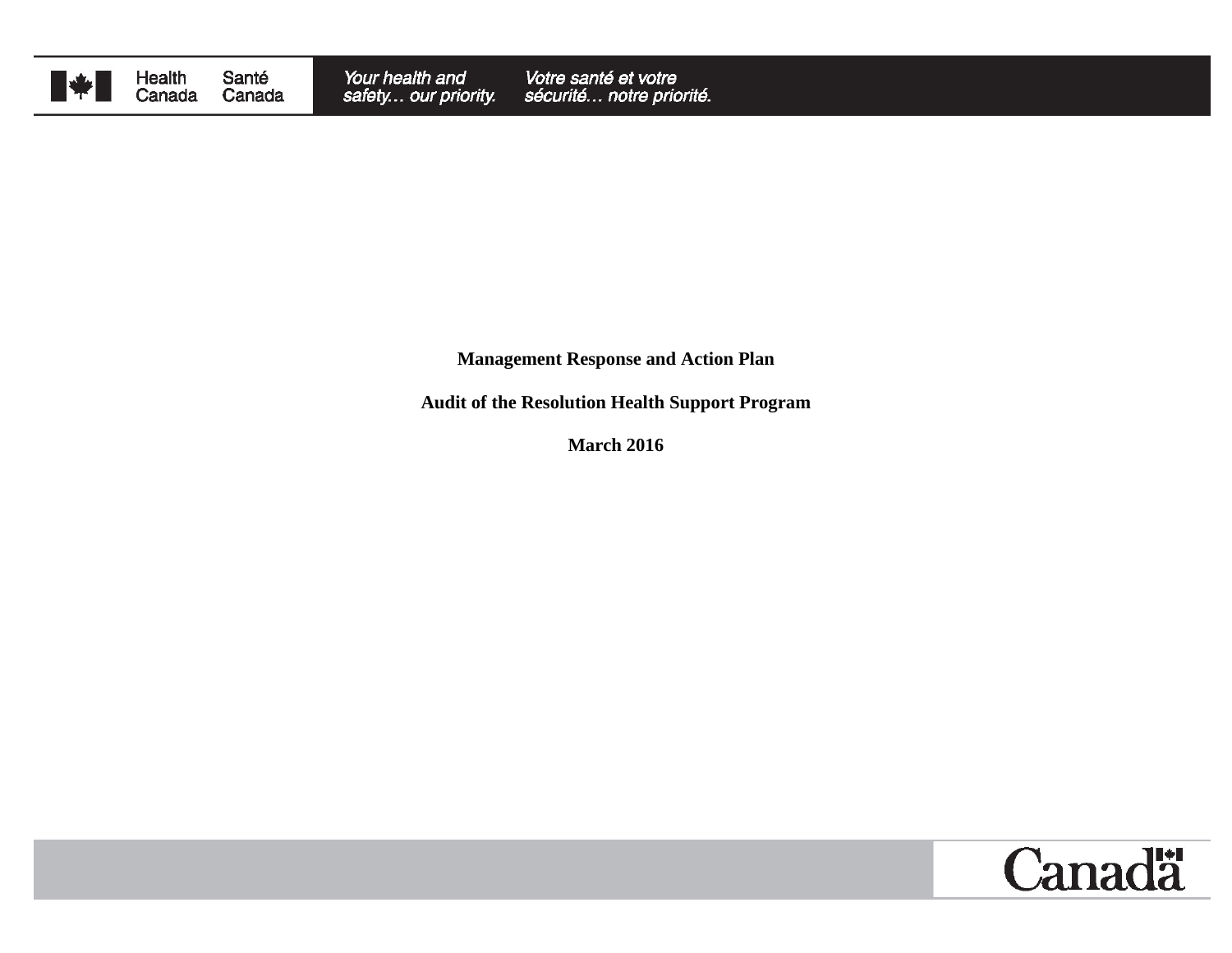Health Canada / Santé Canada

*Your health and safety… our priority.* / *Votre santé et votre sécurité… notre priorité.*

**Management Response and Action Plan**

**Audit of the Resolution Health Support Program**

**March 2016**

Canada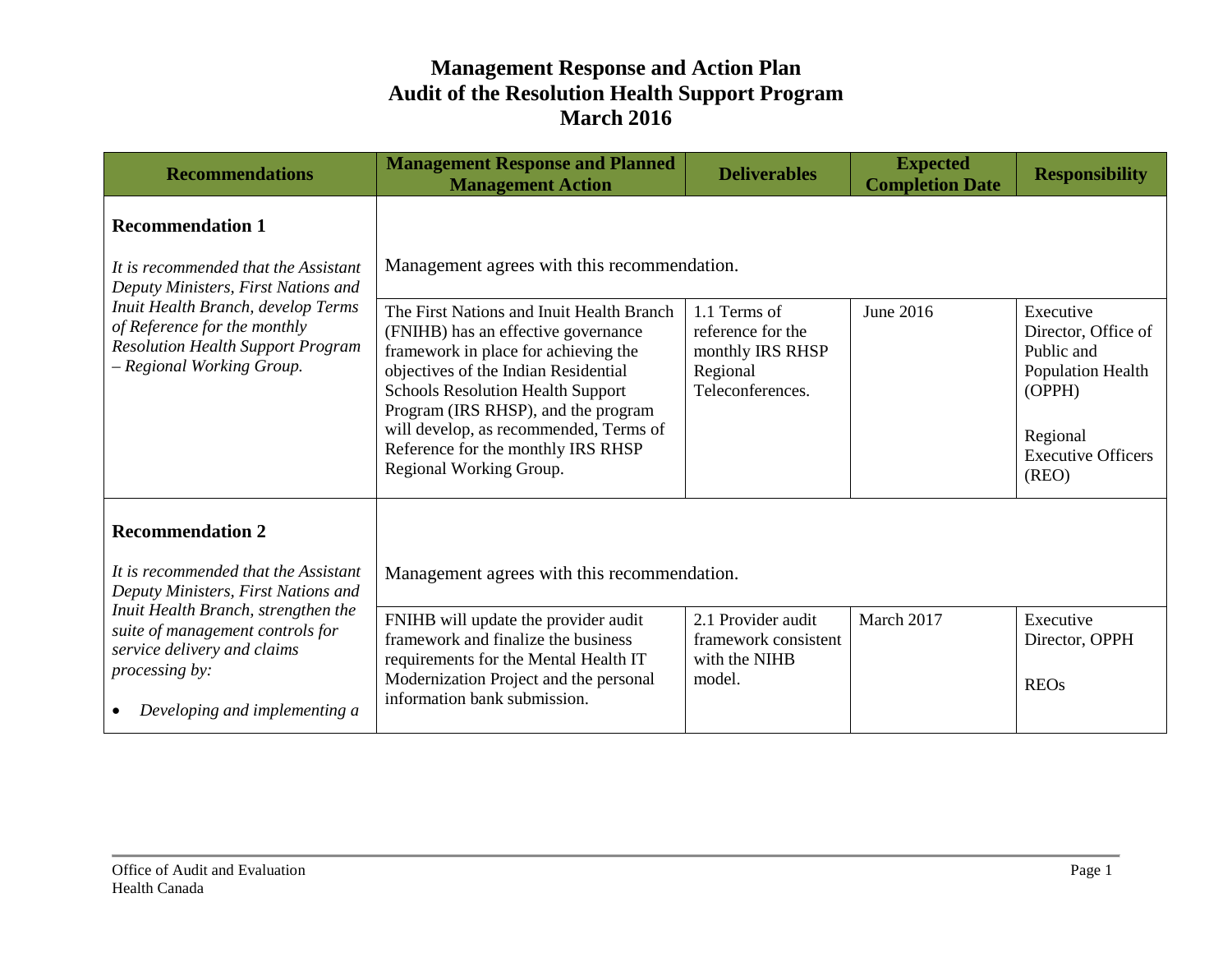# Management Response and Action Plan
# Audit of the Resolution Health Support Program
# March 2016

| Recommendations | Management Response and Planned Management Action | Deliverables | Expected Completion Date | Responsibility |
|---|---|---|---|---|
| **Recommendation 1**<br><br>*It is recommended that the Assistant Deputy Ministers, First Nations and Inuit Health Branch, develop Terms of Reference for the monthly Resolution Health Support Program – Regional Working Group.* | Management agrees with this recommendation. | | | |
| | The First Nations and Inuit Health Branch (FNIHB) has an effective governance framework in place for achieving the objectives of the Indian Residential Schools Resolution Health Support Program (IRS RHSP), and the program will develop, as recommended, Terms of Reference for the monthly IRS RHSP Regional Working Group. | 1.1 Terms of reference for the monthly IRS RHSP Regional Teleconferences. | June 2016 | Executive Director, Office of Public and Population Health (OPPH)<br><br>Regional Executive Officers (REO) |
| **Recommendation 2**<br><br>*It is recommended that the Assistant Deputy Ministers, First Nations and Inuit Health Branch, strengthen the suite of management controls for service delivery and claims processing by:*<br><br>• *Developing and implementing a* | Management agrees with this recommendation. | | | |
| | FNIHB will update the provider audit framework and finalize the business requirements for the Mental Health IT Modernization Project and the personal information bank submission. | 2.1 Provider audit framework consistent with the NIHB model. | March 2017 | Executive Director, OPPH<br><br>REOs |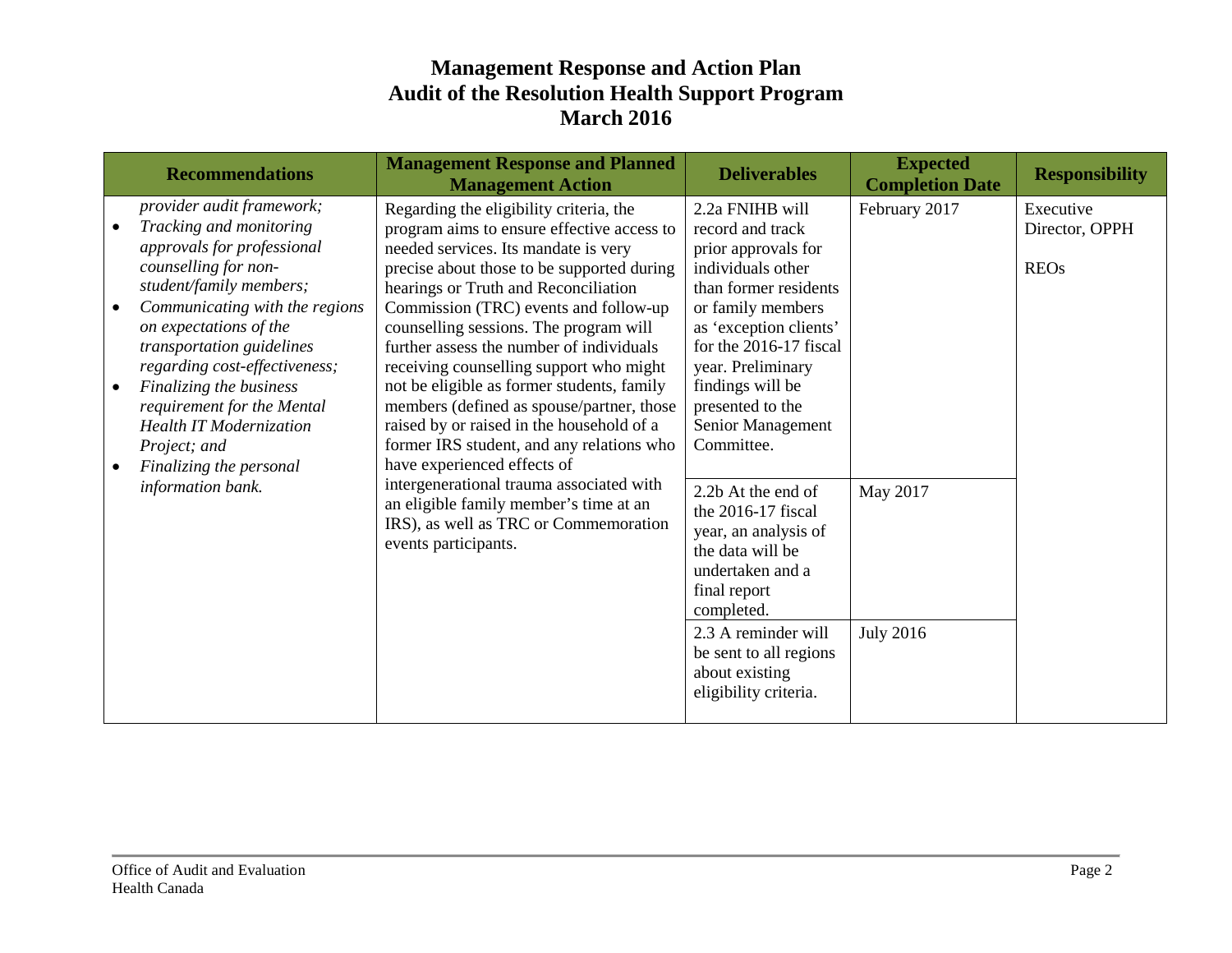# Management Response and Action Plan
# Audit of the Resolution Health Support Program
# March 2016

| Recommendations | Management Response and Planned Management Action | Deliverables | Expected Completion Date | Responsibility |
|---|---|---|---|---|
| *provider audit framework;*<br>• *Tracking and monitoring approvals for professional counselling for non-student/family members;*<br>• *Communicating with the regions on expectations of the transportation guidelines regarding cost-effectiveness;*<br>• *Finalizing the business requirement for the Mental Health IT Modernization Project; and*<br>• *Finalizing the personal information bank.* | Regarding the eligibility criteria, the program aims to ensure effective access to needed services. Its mandate is very precise about those to be supported during hearings or Truth and Reconciliation Commission (TRC) events and follow-up counselling sessions. The program will further assess the number of individuals receiving counselling support who might not be eligible as former students, family members (defined as spouse/partner, those raised by or raised in the household of a former IRS student, and any relations who have experienced effects of intergenerational trauma associated with an eligible family member's time at an IRS), as well as TRC or Commemoration events participants. | 2.2a FNIHB will record and track prior approvals for individuals other than former residents or family members as 'exception clients' for the 2016-17 fiscal year. Preliminary findings will be presented to the Senior Management Committee. | February 2017 | Executive Director, OPPH<br><br>REOs |
| | | 2.2b At the end of the 2016-17 fiscal year, an analysis of the data will be undertaken and a final report completed. | May 2017 | |
| | | 2.3 A reminder will be sent to all regions about existing eligibility criteria. | July 2016 | |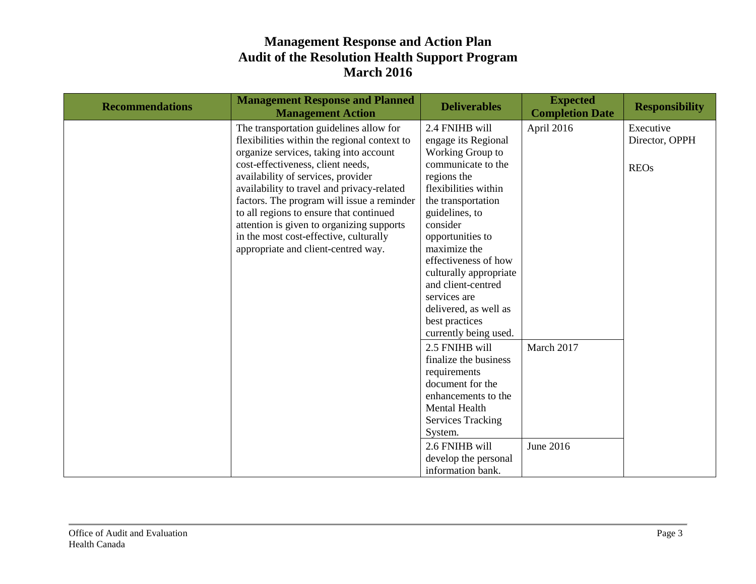# Management Response and Action Plan
# Audit of the Resolution Health Support Program
# March 2016

| Recommendations | Management Response and Planned Management Action | Deliverables | Expected Completion Date | Responsibility |
|---|---|---|---|---|
| | The transportation guidelines allow for flexibilities within the regional context to organize services, taking into account cost-effectiveness, client needs, availability of services, provider availability to travel and privacy-related factors. The program will issue a reminder to all regions to ensure that continued attention is given to organizing supports in the most cost-effective, culturally appropriate and client-centred way. | 2.4 FNIHB will engage its Regional Working Group to communicate to the regions the flexibilities within the transportation guidelines, to consider opportunities to maximize the effectiveness of how culturally appropriate and client-centred services are delivered, as well as best practices currently being used. | April 2016 | Executive Director, OPPH<br><br>REOs |
| | | 2.5 FNIHB will finalize the business requirements document for the enhancements to the Mental Health Services Tracking System. | March 2017 | |
| | | 2.6 FNIHB will develop the personal information bank. | June 2016 | |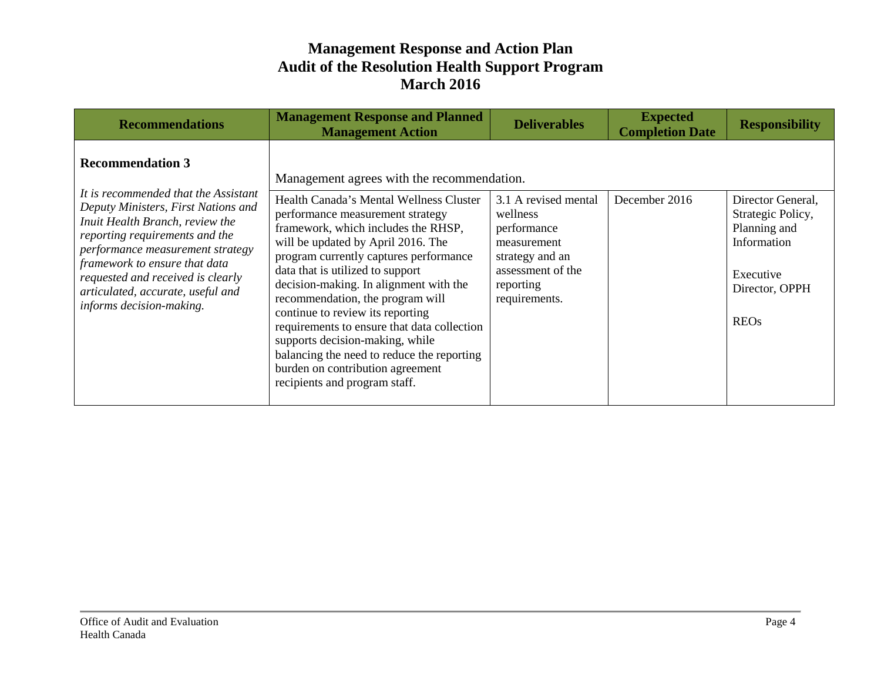# Management Response and Action Plan
# Audit of the Resolution Health Support Program
# March 2016

| Recommendations | Management Response and Planned Management Action | Deliverables | Expected Completion Date | Responsibility |
|---|---|---|---|---|
| **Recommendation 3**<br><br>*It is recommended that the Assistant Deputy Ministers, First Nations and Inuit Health Branch, review the reporting requirements and the performance measurement strategy framework to ensure that data requested and received is clearly articulated, accurate, useful and informs decision-making.* | Management agrees with the recommendation.<br><br>Health Canada's Mental Wellness Cluster performance measurement strategy framework, which includes the RHSP, will be updated by April 2016. The program currently captures performance data that is utilized to support decision-making. In alignment with the recommendation, the program will continue to review its reporting requirements to ensure that data collection supports decision-making, while balancing the need to reduce the reporting burden on contribution agreement recipients and program staff. | 3.1 A revised mental wellness performance measurement strategy and an assessment of the reporting requirements. | December 2016 | Director General, Strategic Policy, Planning and Information<br><br>Executive Director, OPPH<br><br>REOs |